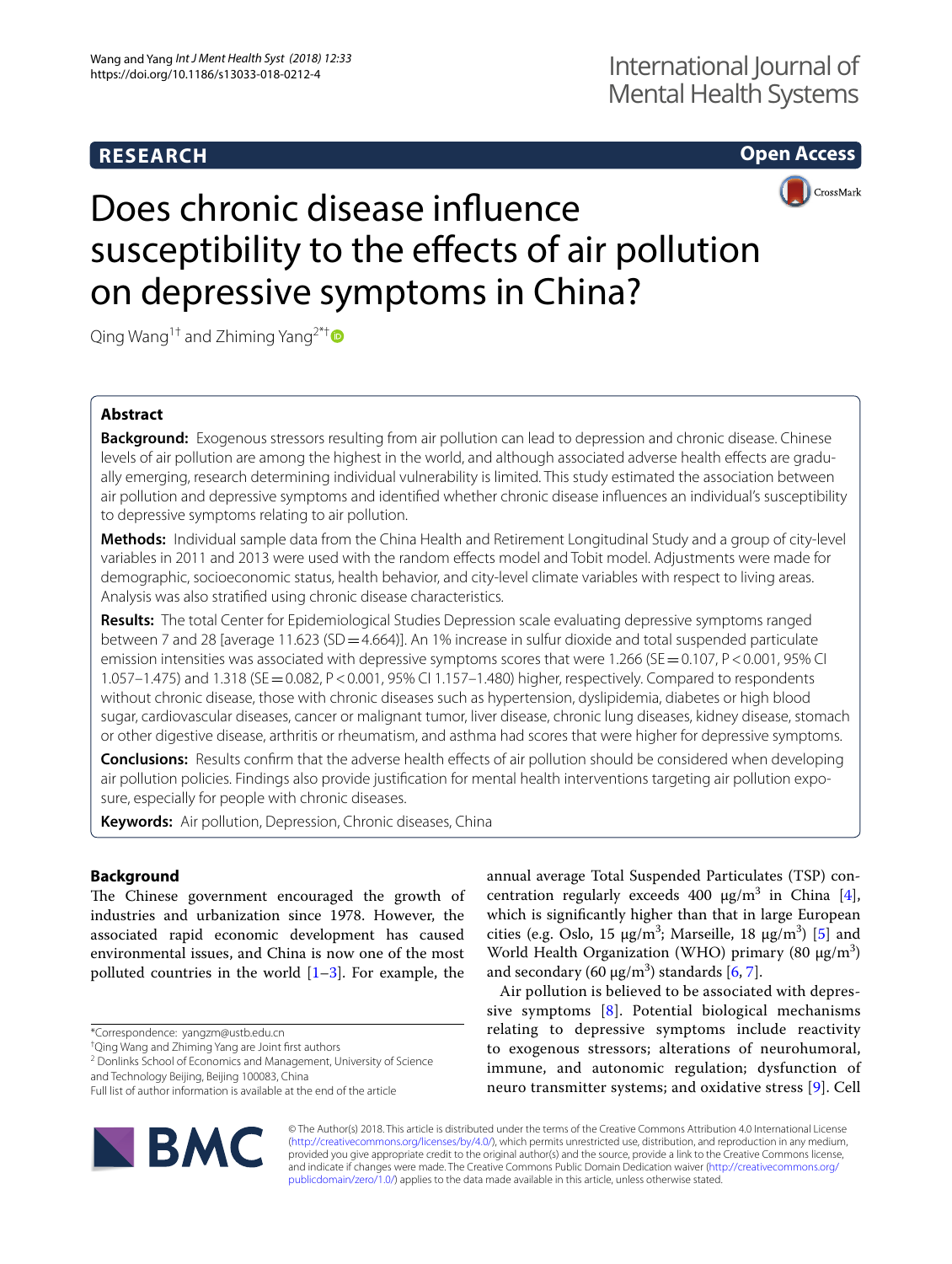RESEARCH

Open Access

# Does chronic disease influence susceptibility to the effects of air pollution on depressive symptoms in China?

Qing Wang[1†] and Zhiming Yang[2*†]

## Abstract

**Background:** Exogenous stressors resulting from air pollution can lead to depression and chronic disease. Chinese levels of air pollution are among the highest in the world, and although associated adverse health effects are gradually emerging, research determining individual vulnerability is limited. This study estimated the association between air pollution and depressive symptoms and identified whether chronic disease influences an individual's susceptibility to depressive symptoms relating to air pollution.

**Methods:** Individual sample data from the China Health and Retirement Longitudinal Study and a group of city-level variables in 2011 and 2013 were used with the random effects model and Tobit model. Adjustments were made for demographic, socioeconomic status, health behavior, and city-level climate variables with respect to living areas. Analysis was also stratified using chronic disease characteristics.

**Results:** The total Center for Epidemiological Studies Depression scale evaluating depressive symptoms ranged between 7 and 28 [average 11.623 (SD = 4.664)]. An 1% increase in sulfur dioxide and total suspended particulate emission intensities was associated with depressive symptoms scores that were 1.266 (SE = 0.107, P < 0.001, 95% CI 1.057–1.475) and 1.318 (SE = 0.082, P < 0.001, 95% CI 1.157–1.480) higher, respectively. Compared to respondents without chronic disease, those with chronic diseases such as hypertension, dyslipidemia, diabetes or high blood sugar, cardiovascular diseases, cancer or malignant tumor, liver disease, chronic lung diseases, kidney disease, stomach or other digestive disease, arthritis or rheumatism, and asthma had scores that were higher for depressive symptoms.

**Conclusions:** Results confirm that the adverse health effects of air pollution should be considered when developing air pollution policies. Findings also provide justification for mental health interventions targeting air pollution exposure, especially for people with chronic diseases.

**Keywords:** Air pollution, Depression, Chronic diseases, China

## Background

The Chinese government encouraged the growth of industries and urbanization since 1978. However, the associated rapid economic development has caused environmental issues, and China is now one of the most polluted countries in the world [1–3]. For example, the annual average Total Suspended Particulates (TSP) concentration regularly exceeds 400 μg/$m^3$ in China [4], which is significantly higher than that in large European cities (e.g. Oslo, 15 μg/$m^3$; Marseille, 18 μg/$m^3$) [5] and World Health Organization (WHO) primary (80 μg/$m^3$) and secondary (60 μg/$m^3$) standards [6, 7].

Air pollution is believed to be associated with depressive symptoms [8]. Potential biological mechanisms relating to depressive symptoms include reactivity to exogenous stressors; alterations of neurohumoral, immune, and autonomic regulation; dysfunction of neuro transmitter systems; and oxidative stress [9]. Cell

*Correspondence: yangzm@ustb.edu.cn

†Qing Wang and Zhiming Yang are Joint first authors

[2] Donlinks School of Economics and Management, University of Science and Technology Beijing, Beijing 100083, China

Full list of author information is available at the end of the article

© The Author(s) 2018. This article is distributed under the terms of the Creative Commons Attribution 4.0 International License (http://creativecommons.org/licenses/by/4.0/), which permits unrestricted use, distribution, and reproduction in any medium, provided you give appropriate credit to the original author(s) and the source, provide a link to the Creative Commons license, and indicate if changes were made. The Creative Commons Public Domain Dedication waiver (http://creativecommons.org/publicdomain/zero/1.0/) applies to the data made available in this article, unless otherwise stated.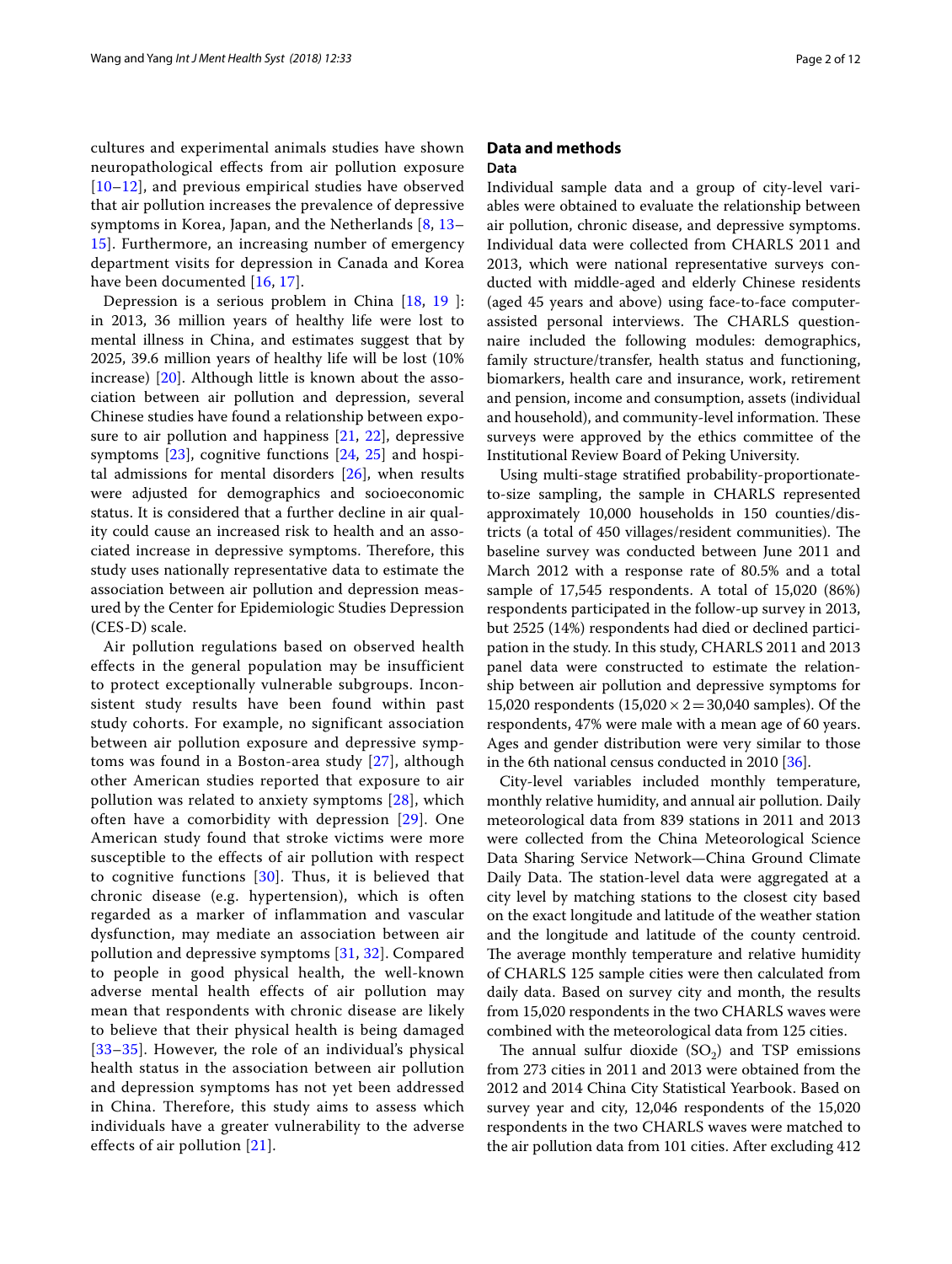cultures and experimental animals studies have shown neuropathological effects from air pollution exposure [10–12], and previous empirical studies have observed that air pollution increases the prevalence of depressive symptoms in Korea, Japan, and the Netherlands [8, 13–15]. Furthermore, an increasing number of emergency department visits for depression in Canada and Korea have been documented [16, 17].

Depression is a serious problem in China [18, 19]: in 2013, 36 million years of healthy life were lost to mental illness in China, and estimates suggest that by 2025, 39.6 million years of healthy life will be lost (10% increase) [20]. Although little is known about the association between air pollution and depression, several Chinese studies have found a relationship between exposure to air pollution and happiness [21, 22], depressive symptoms [23], cognitive functions [24, 25] and hospital admissions for mental disorders [26], when results were adjusted for demographics and socioeconomic status. It is considered that a further decline in air quality could cause an increased risk to health and an associated increase in depressive symptoms. Therefore, this study uses nationally representative data to estimate the association between air pollution and depression measured by the Center for Epidemiologic Studies Depression (CES-D) scale.

Air pollution regulations based on observed health effects in the general population may be insufficient to protect exceptionally vulnerable subgroups. Inconsistent study results have been found within past study cohorts. For example, no significant association between air pollution exposure and depressive symptoms was found in a Boston-area study [27], although other American studies reported that exposure to air pollution was related to anxiety symptoms [28], which often have a comorbidity with depression [29]. One American study found that stroke victims were more susceptible to the effects of air pollution with respect to cognitive functions [30]. Thus, it is believed that chronic disease (e.g. hypertension), which is often regarded as a marker of inflammation and vascular dysfunction, may mediate an association between air pollution and depressive symptoms [31, 32]. Compared to people in good physical health, the well-known adverse mental health effects of air pollution may mean that respondents with chronic disease are likely to believe that their physical health is being damaged [33–35]. However, the role of an individual's physical health status in the association between air pollution and depression symptoms has not yet been addressed in China. Therefore, this study aims to assess which individuals have a greater vulnerability to the adverse effects of air pollution [21].

## Data and methods

### Data

Individual sample data and a group of city-level variables were obtained to evaluate the relationship between air pollution, chronic disease, and depressive symptoms. Individual data were collected from CHARLS 2011 and 2013, which were national representative surveys conducted with middle-aged and elderly Chinese residents (aged 45 years and above) using face-to-face computer-assisted personal interviews. The CHARLS questionnaire included the following modules: demographics, family structure/transfer, health status and functioning, biomarkers, health care and insurance, work, retirement and pension, income and consumption, assets (individual and household), and community-level information. These surveys were approved by the ethics committee of the Institutional Review Board of Peking University.

Using multi-stage stratified probability-proportionate-to-size sampling, the sample in CHARLS represented approximately 10,000 households in 150 counties/districts (a total of 450 villages/resident communities). The baseline survey was conducted between June 2011 and March 2012 with a response rate of 80.5% and a total sample of 17,545 respondents. A total of 15,020 (86%) respondents participated in the follow-up survey in 2013, but 2525 (14%) respondents had died or declined participation in the study. In this study, CHARLS 2011 and 2013 panel data were constructed to estimate the relationship between air pollution and depressive symptoms for 15,020 respondents ($15{,}020 \times 2 = 30{,}040$ samples). Of the respondents, 47% were male with a mean age of 60 years. Ages and gender distribution were very similar to those in the 6th national census conducted in 2010 [36].

City-level variables included monthly temperature, monthly relative humidity, and annual air pollution. Daily meteorological data from 839 stations in 2011 and 2013 were collected from the China Meteorological Science Data Sharing Service Network—China Ground Climate Daily Data. The station-level data were aggregated at a city level by matching stations to the closest city based on the exact longitude and latitude of the weather station and the longitude and latitude of the county centroid. The average monthly temperature and relative humidity of CHARLS 125 sample cities were then calculated from daily data. Based on survey city and month, the results from 15,020 respondents in the two CHARLS waves were combined with the meteorological data from 125 cities.

The annual sulfur dioxide ($SO_2$) and TSP emissions from 273 cities in 2011 and 2013 were obtained from the 2012 and 2014 China City Statistical Yearbook. Based on survey year and city, 12,046 respondents of the 15,020 respondents in the two CHARLS waves were matched to the air pollution data from 101 cities. After excluding 412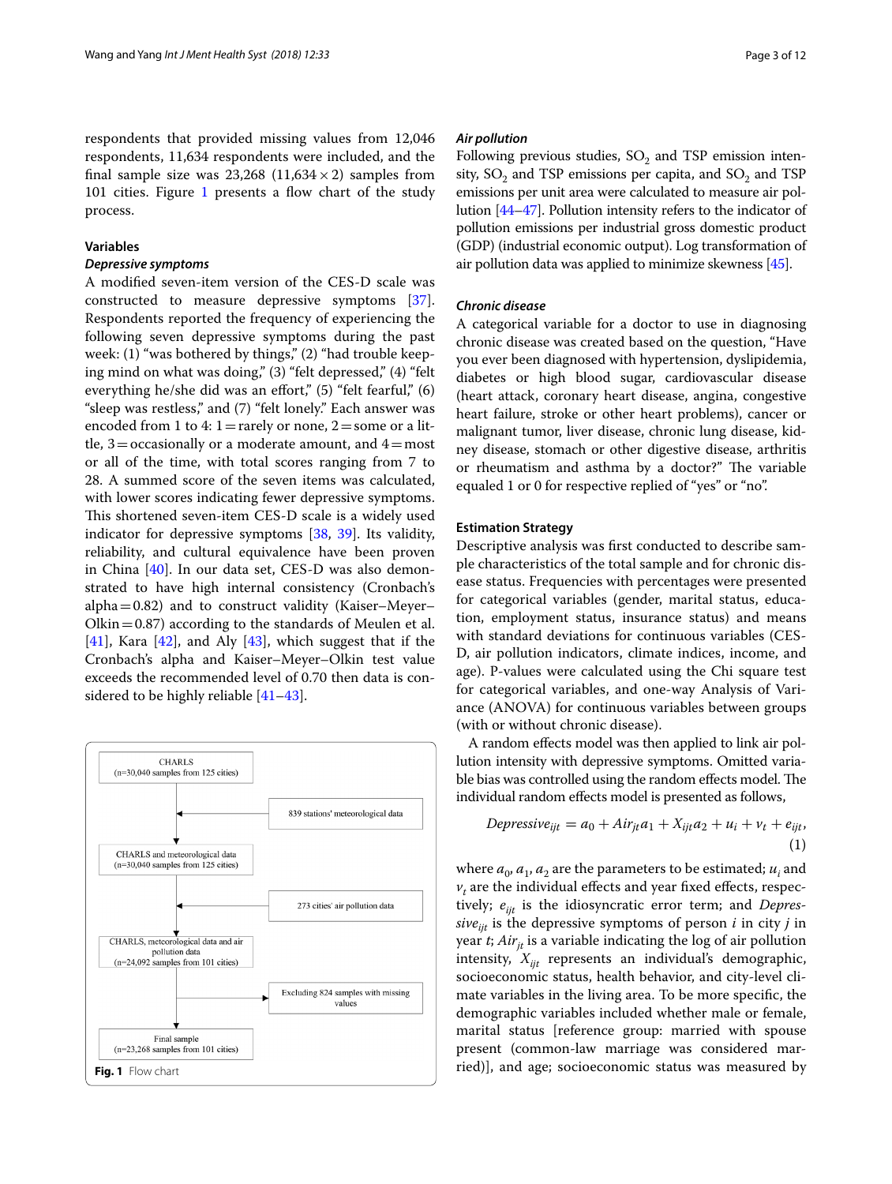respondents that provided missing values from 12,046 respondents, 11,634 respondents were included, and the final sample size was 23,268 (11,634 × 2) samples from 101 cities. Figure 1 presents a flow chart of the study process.

### Variables

#### *Depressive symptoms*

A modified seven-item version of the CES-D scale was constructed to measure depressive symptoms [37]. Respondents reported the frequency of experiencing the following seven depressive symptoms during the past week: (1) "was bothered by things," (2) "had trouble keeping mind on what was doing," (3) "felt depressed," (4) "felt everything he/she did was an effort," (5) "felt fearful," (6) "sleep was restless," and (7) "felt lonely." Each answer was encoded from 1 to 4: 1 = rarely or none, 2 = some or a little, 3 = occasionally or a moderate amount, and 4 = most or all of the time, with total scores ranging from 7 to 28. A summed score of the seven items was calculated, with lower scores indicating fewer depressive symptoms. This shortened seven-item CES-D scale is a widely used indicator for depressive symptoms [38, 39]. Its validity, reliability, and cultural equivalence have been proven in China [40]. In our data set, CES-D was also demonstrated to have high internal consistency (Cronbach's alpha = 0.82) and to construct validity (Kaiser–Meyer–Olkin = 0.87) according to the standards of Meulen et al. [41], Kara [42], and Aly [43], which suggest that if the Cronbach's alpha and Kaiser–Meyer–Olkin test value exceeds the recommended level of 0.70 then data is considered to be highly reliable [41–43].

CHARLS
(n=30,040 samples from 125 cities)

839 stations' meteorological data

CHARLS and meteorological data
(n=30,040 samples from 125 cities)

273 cities' air pollution data

CHARLS, meteorological data and air pollution data
(n=24,092 samples from 101 cities)

Excluding 824 samples with missing values

Final sample
(n=23,268 samples from 101 cities)

**Fig. 1** Flow chart

#### *Air pollution*

Following previous studies, $SO_2$ and TSP emission intensity, $SO_2$ and TSP emissions per capita, and $SO_2$ and TSP emissions per unit area were calculated to measure air pollution [44–47]. Pollution intensity refers to the indicator of pollution emissions per industrial gross domestic product (GDP) (industrial economic output). Log transformation of air pollution data was applied to minimize skewness [45].

#### *Chronic disease*

A categorical variable for a doctor to use in diagnosing chronic disease was created based on the question, "Have you ever been diagnosed with hypertension, dyslipidemia, diabetes or high blood sugar, cardiovascular disease (heart attack, coronary heart disease, angina, congestive heart failure, stroke or other heart problems), cancer or malignant tumor, liver disease, chronic lung disease, kidney disease, stomach or other digestive disease, arthritis or rheumatism and asthma by a doctor?" The variable equaled 1 or 0 for respective replied of "yes" or "no".

### Estimation Strategy

Descriptive analysis was first conducted to describe sample characteristics of the total sample and for chronic disease status. Frequencies with percentages were presented for categorical variables (gender, marital status, education, employment status, insurance status) and means with standard deviations for continuous variables (CES-D, air pollution indicators, climate indices, income, and age). P-values were calculated using the Chi square test for categorical variables, and one-way Analysis of Variance (ANOVA) for continuous variables between groups (with or without chronic disease).

A random effects model was then applied to link air pollution intensity with depressive symptoms. Omitted variable bias was controlled using the random effects model. The individual random effects model is presented as follows,

$$Depressive_{ijt} = a_0 + Air_{jt}a_1 + X_{ijt}a_2 + u_i + v_t + e_{ijt}, \quad (1)$$

where $a_0$, $a_1$, $a_2$ are the parameters to be estimated; $u_i$ and $v_t$ are the individual effects and year fixed effects, respectively; $e_{ijt}$ is the idiosyncratic error term; and $Depressive_{ijt}$ is the depressive symptoms of person $i$ in city $j$ in year $t$; $Air_{jt}$ is a variable indicating the log of air pollution intensity, $X_{ijt}$ represents an individual's demographic, socioeconomic status, health behavior, and city-level climate variables in the living area. To be more specific, the demographic variables included whether male or female, marital status [reference group: married with spouse present (common-law marriage was considered married)], and age; socioeconomic status was measured by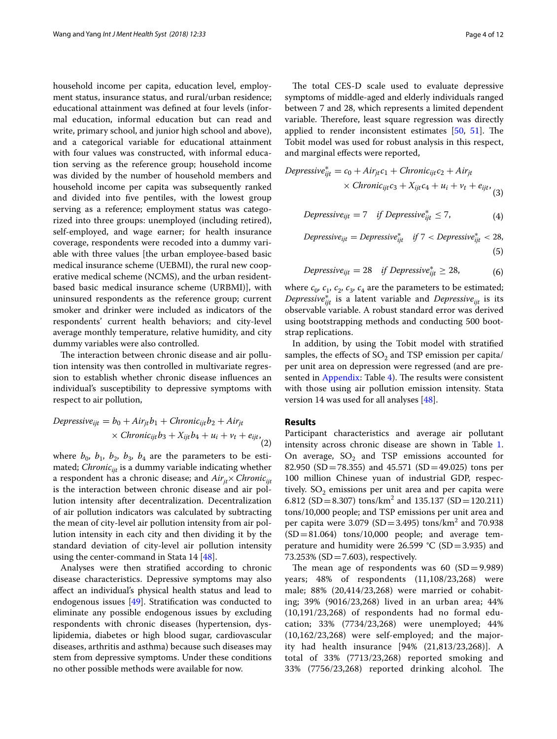household income per capita, education level, employment status, insurance status, and rural/urban residence; educational attainment was defined at four levels (informal education, informal education but can read and write, primary school, and junior high school and above), and a categorical variable for educational attainment with four values was constructed, with informal education serving as the reference group; household income was divided by the number of household members and household income per capita was subsequently ranked and divided into five pentiles, with the lowest group serving as a reference; employment status was categorized into three groups: unemployed (including retired), self-employed, and wage earner; for health insurance coverage, respondents were recoded into a dummy variable with three values [the urban employee-based basic medical insurance scheme (UEBMI), the rural new cooperative medical scheme (NCMS), and the urban resident-based basic medical insurance scheme (URBMI)], with uninsured respondents as the reference group; current smoker and drinker were included as indicators of the respondents' current health behaviors; and city-level average monthly temperature, relative humidity, and city dummy variables were also controlled.

The interaction between chronic disease and air pollution intensity was then controlled in multivariate regression to establish whether chronic disease influences an individual's susceptibility to depressive symptoms with respect to air pollution,

$$Depressive_{ijt} = b_0 + Air_{jt}b_1 + Chronic_{ijt}b_2 + Air_{jt} \times Chronic_{ijt}b_3 + X_{ijt}b_4 + u_i + v_t + e_{ijt}, \quad (2)$$

where $b_0$, $b_1$, $b_2$, $b_3$, $b_4$ are the parameters to be estimated; $Chronic_{ijt}$ is a dummy variable indicating whether a respondent has a chronic disease; and $Air_{jt} \times Chronic_{ijt}$ is the interaction between chronic disease and air pollution intensity after decentralization. Decentralization of air pollution indicators was calculated by subtracting the mean of city-level air pollution intensity from air pollution intensity in each city and then dividing it by the standard deviation of city-level air pollution intensity using the center-command in Stata 14 [48].

Analyses were then stratified according to chronic disease characteristics. Depressive symptoms may also affect an individual's physical health status and lead to endogenous issues [49]. Stratification was conducted to eliminate any possible endogenous issues by excluding respondents with chronic diseases (hypertension, dyslipidemia, diabetes or high blood sugar, cardiovascular diseases, arthritis and asthma) because such diseases may stem from depressive symptoms. Under these conditions no other possible methods were available for now.

The total CES-D scale used to evaluate depressive symptoms of middle-aged and elderly individuals ranged between 7 and 28, which represents a limited dependent variable. Therefore, least square regression was directly applied to render inconsistent estimates [50, 51]. The Tobit model was used for robust analysis in this respect, and marginal effects were reported,

$$Depressive^{*}_{ijt} = c_0 + Air_{jt}c_1 + Chronic_{ijt}c_2 + Air_{jt} \times Chronic_{ijt}c_3 + X_{ijt}c_4 + u_i + v_t + e_{ijt}, \quad (3)$$

$$Depressive_{ijt} = 7 \quad if\ Depressive^{*}_{ijt} \le 7, \quad (4)$$

$$Depressive_{ijt} = Depressive^{*}_{ijt} \quad if\ 7 < Depressive^{*}_{ijt} < 28, \quad (5)$$

$$Depressive_{ijt} = 28 \quad if\ Depressive^{*}_{ijt} \ge 28, \quad (6)$$

where $c_0$, $c_1$, $c_2$, $c_3$, $c_4$ are the parameters to be estimated; $Depressive^{*}_{ijt}$ is a latent variable and $Depressive_{ijt}$ is its observable variable. A robust standard error was derived using bootstrapping methods and conducting 500 bootstrap replications.

In addition, by using the Tobit model with stratified samples, the effects of $SO_2$ and TSP emission per capita/per unit area on depression were regressed (and are presented in Appendix: Table 4). The results were consistent with those using air pollution emission intensity. Stata version 14 was used for all analyses [48].

## Results

Participant characteristics and average air pollutant intensity across chronic disease are shown in Table 1. On average, $SO_2$ and TSP emissions accounted for 82.950 (SD = 78.355) and 45.571 (SD = 49.025) tons per 100 million Chinese yuan of industrial GDP, respectively. $SO_2$ emissions per unit area and per capita were 6.812 (SD = 8.307) tons/km$^2$ and 135.137 (SD = 120.211) tons/10,000 people; and TSP emissions per unit area and per capita were 3.079 (SD = 3.495) tons/km$^2$ and 70.938 (SD = 81.064) tons/10,000 people; and average temperature and humidity were 26.599 °C (SD = 3.935) and 73.253% (SD = 7.603), respectively.

The mean age of respondents was 60 (SD = 9.989) years; 48% of respondents (11,108/23,268) were male; 88% (20,414/23,268) were married or cohabiting; 39% (9016/23,268) lived in an urban area; 44% (10,191/23,268) of respondents had no formal education; 33% (7734/23,268) were unemployed; 44% (10,162/23,268) were self-employed; and the majority had health insurance [94% (21,813/23,268)]. A total of 33% (7713/23,268) reported smoking and 33% (7756/23,268) reported drinking alcohol. The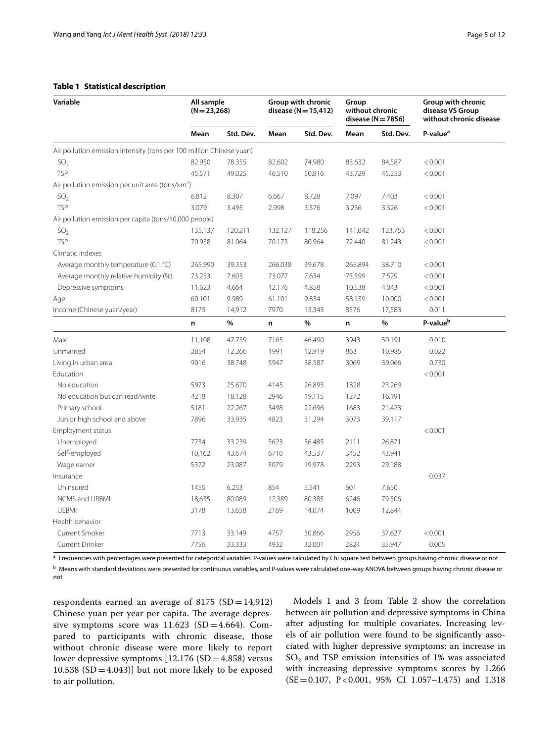**Table 1 Statistical description**

| Variable | All sample (N = 23,268) | | Group with chronic disease (N = 15,412) | | Group without chronic disease (N = 7856) | | Group with chronic disease VS Group without chronic disease |
|---|---|---|---|---|---|---|---|
| | Mean | Std. Dev. | Mean | Std. Dev. | Mean | Std. Dev. | P-value[a] |
| Air pollution emission intensity (tons per 100 million Chinese yuan) | | | | | | | |
| $SO_2$ | 82.950 | 78.355 | 82.602 | 74.980 | 83.632 | 84.587 | < 0.001 |
| TSP | 45.571 | 49.025 | 46.510 | 50.816 | 43.729 | 45.253 | < 0.001 |
| Air pollution emission per unit area (tons/km$^2$) | | | | | | | |
| $SO_2$ | 6.812 | 8.307 | 6.667 | 8.728 | 7.097 | 7.403 | < 0.001 |
| TSP | 3.079 | 3.495 | 2.998 | 3.576 | 3.236 | 3.326 | < 0.001 |
| Air pollution emission per capita (tons/10,000 people) | | | | | | | |
| $SO_2$ | 135.137 | 120.211 | 132.127 | 118.256 | 141.042 | 123.753 | < 0.001 |
| TSP | 70.938 | 81.064 | 70.173 | 80.964 | 72.440 | 81.243 | < 0.001 |
| Climatic indexes | | | | | | | |
| Average monthly temperature (0.1 °C) | 265.990 | 39.353 | 266.038 | 39.678 | 265.894 | 38.710 | < 0.001 |
| Average monthly relative humidity (%) | 73.253 | 7.603 | 73.077 | 7.634 | 73.599 | 7.529 | < 0.001 |
| Depressive symptoms | 11.623 | 4.664 | 12.176 | 4.858 | 10.538 | 4.043 | < 0.001 |
| Age | 60.101 | 9.989 | 61.101 | 9.834 | 58.139 | 10.000 | < 0.001 |
| Income (Chinese yuan/year) | 8175 | 14,912 | 7970 | 13,343 | 8576 | 17,583 | 0.011 |
| | n | % | n | % | n | % | P-value[b] |
| Male | 11,108 | 47.739 | 7165 | 46.490 | 3943 | 50.191 | 0.010 |
| Unmarried | 2854 | 12.266 | 1991 | 12.919 | 863 | 10.985 | 0.022 |
| Living in urban area | 9016 | 38.748 | 5947 | 38.587 | 3069 | 39.066 | 0.730 |
| Education | | | | | | | < 0.001 |
| No education | 5973 | 25.670 | 4145 | 26.895 | 1828 | 23.269 | |
| No education but can read/write | 4218 | 18.128 | 2946 | 19.115 | 1272 | 16.191 | |
| Primary school | 5181 | 22.267 | 3498 | 22.696 | 1683 | 21.423 | |
| Junior high school and above | 7896 | 33.935 | 4823 | 31.294 | 3073 | 39.117 | |
| Employment status | | | | | | | < 0.001 |
| Unemployed | 7734 | 33.239 | 5623 | 36.485 | 2111 | 26.871 | |
| Self-employed | 10,162 | 43.674 | 6710 | 43.537 | 3452 | 43.941 | |
| Wage earner | 5372 | 23.087 | 3079 | 19.978 | 2293 | 29.188 | |
| Insurance | | | | | | | 0.037 |
| Uninsured | 1455 | 6.253 | 854 | 5.541 | 601 | 7.650 | |
| NCMS and URBMI | 18,635 | 80.089 | 12,389 | 80.385 | 6246 | 79.506 | |
| UEBMI | 3178 | 13.658 | 2169 | 14.074 | 1009 | 12.844 | |
| Health behavior | | | | | | | |
| Current Smoker | 7713 | 33.149 | 4757 | 30.866 | 2956 | 37.627 | < 0.001 |
| Current Drinker | 7756 | 33.333 | 4932 | 32.001 | 2824 | 35.947 | 0.005 |

[a] Frequencies with percentages were presented for categorical variables. P-values were calculated by Chi square test between groups having chronic disease or not

[b] Means with standard deviations were presented for continuous variables, and P-values were calculated one-way ANOVA between groups having chronic disease or not

respondents earned an average of 8175 (SD = 14,912) Chinese yuan per year per capita. The average depressive symptoms score was 11.623 (SD = 4.664). Compared to participants with chronic disease, those without chronic disease were more likely to report lower depressive symptoms [12.176 (SD = 4.858) versus 10.538 (SD = 4.043)] but not more likely to be exposed to air pollution.

Models 1 and 3 from Table 2 show the correlation between air pollution and depressive symptoms in China after adjusting for multiple covariates. Increasing levels of air pollution were found to be significantly associated with higher depressive symptoms: an increase in $SO_2$ and TSP emission intensities of 1% was associated with increasing depressive symptoms scores by 1.266 (SE = 0.107, $P < 0.001$, 95% CI 1.057–1.475) and 1.318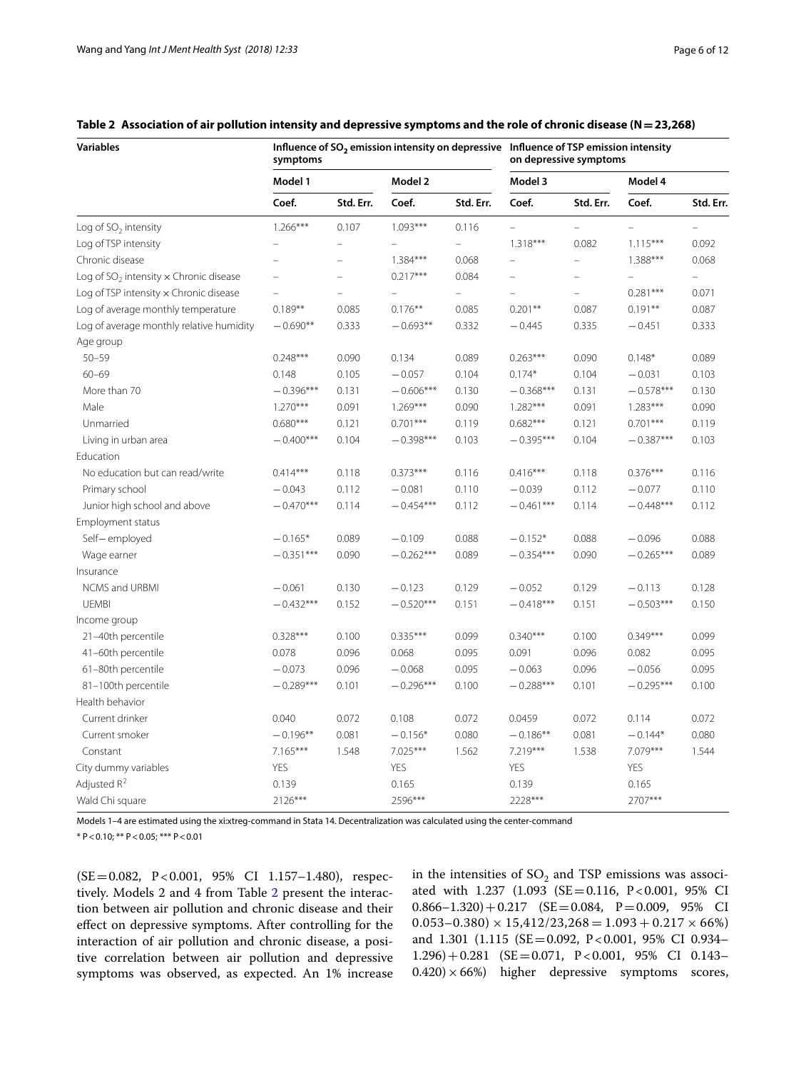**Table 2 Association of air pollution intensity and depressive symptoms and the role of chronic disease (N = 23,268)**

| Variables | Influence of $SO_2$ emission intensity on depressive symptoms | | | | Influence of TSP emission intensity on depressive symptoms | | | |
|---|---|---|---|---|---|---|---|---|
| | Model 1 | | Model 2 | | Model 3 | | Model 4 | |
| | Coef. | Std. Err. | Coef. | Std. Err. | Coef. | Std. Err. | Coef. | Std. Err. |
| Log of $SO_2$ intensity | 1.266*** | 0.107 | 1.093*** | 0.116 | – | – | – | – |
| Log of TSP intensity | – | – | – | – | 1.318*** | 0.082 | 1.115*** | 0.092 |
| Chronic disease | – | – | 1.384*** | 0.068 | – | – | 1.388*** | 0.068 |
| Log of $SO_2$ intensity × Chronic disease | – | – | 0.217*** | 0.084 | – | – | – | – |
| Log of TSP intensity × Chronic disease | – | – | – | – | – | – | 0.281*** | 0.071 |
| Log of average monthly temperature | 0.189** | 0.085 | 0.176** | 0.085 | 0.201** | 0.087 | 0.191** | 0.087 |
| Log of average monthly relative humidity | −0.690** | 0.333 | −0.693** | 0.332 | −0.445 | 0.335 | −0.451 | 0.333 |
| Age group | | | | | | | | |
| 50–59 | 0.248*** | 0.090 | 0.134 | 0.089 | 0.263*** | 0.090 | 0.148* | 0.089 |
| 60–69 | 0.148 | 0.105 | −0.057 | 0.104 | 0.174* | 0.104 | −0.031 | 0.103 |
| More than 70 | −0.396*** | 0.131 | −0.606*** | 0.130 | −0.368*** | 0.131 | −0.578*** | 0.130 |
| Male | 1.270*** | 0.091 | 1.269*** | 0.090 | 1.282*** | 0.091 | 1.283*** | 0.090 |
| Unmarried | 0.680*** | 0.121 | 0.701*** | 0.119 | 0.682*** | 0.121 | 0.701*** | 0.119 |
| Living in urban area | −0.400*** | 0.104 | −0.398*** | 0.103 | −0.395*** | 0.104 | −0.387*** | 0.103 |
| Education | | | | | | | | |
| No education but can read/write | 0.414*** | 0.118 | 0.373*** | 0.116 | 0.416*** | 0.118 | 0.376*** | 0.116 |
| Primary school | −0.043 | 0.112 | −0.081 | 0.110 | −0.039 | 0.112 | −0.077 | 0.110 |
| Junior high school and above | −0.470*** | 0.114 | −0.454*** | 0.112 | −0.461*** | 0.114 | −0.448*** | 0.112 |
| Employment status | | | | | | | | |
| Self−employed | −0.165* | 0.089 | −0.109 | 0.088 | −0.152* | 0.088 | −0.096 | 0.088 |
| Wage earner | −0.351*** | 0.090 | −0.262*** | 0.089 | −0.354*** | 0.090 | −0.265*** | 0.089 |
| Insurance | | | | | | | | |
| NCMS and URBMI | −0.061 | 0.130 | −0.123 | 0.129 | −0.052 | 0.129 | −0.113 | 0.128 |
| UEMBI | −0.432*** | 0.152 | −0.520*** | 0.151 | −0.418*** | 0.151 | −0.503*** | 0.150 |
| Income group | | | | | | | | |
| 21–40th percentile | 0.328*** | 0.100 | 0.335*** | 0.099 | 0.340*** | 0.100 | 0.349*** | 0.099 |
| 41–60th percentile | 0.078 | 0.096 | 0.068 | 0.095 | 0.091 | 0.096 | 0.082 | 0.095 |
| 61–80th percentile | −0.073 | 0.096 | −0.068 | 0.095 | −0.063 | 0.096 | −0.056 | 0.095 |
| 81–100th percentile | −0.289*** | 0.101 | −0.296*** | 0.100 | −0.288*** | 0.101 | −0.295*** | 0.100 |
| Health behavior | | | | | | | | |
| Current drinker | 0.040 | 0.072 | 0.108 | 0.072 | 0.0459 | 0.072 | 0.114 | 0.072 |
| Current smoker | −0.196** | 0.081 | −0.156* | 0.080 | −0.186** | 0.081 | −0.144* | 0.080 |
| Constant | 7.165*** | 1.548 | 7.025*** | 1.562 | 7.219*** | 1.538 | 7.079*** | 1.544 |
| City dummy variables | YES | | YES | | YES | | YES | |
| Adjusted $R^2$ | 0.139 | | 0.165 | | 0.139 | | 0.165 | |
| Wald Chi square | 2126*** | | 2596*** | | 2228*** | | 2707*** | |

Models 1–4 are estimated using the xi:xtreg-command in Stata 14. Decentralization was calculated using the center-command

* $P < 0.10$; ** $P < 0.05$; *** $P < 0.01$

(SE = 0.082, $P < 0.001$, 95% CI 1.157–1.480), respectively. Models 2 and 4 from Table 2 present the interaction between air pollution and chronic disease and their effect on depressive symptoms. After controlling for the interaction of air pollution and chronic disease, a positive correlation between air pollution and depressive symptoms was observed, as expected. An 1% increase in the intensities of $SO_2$ and TSP emissions was associated with 1.237 (1.093 (SE = 0.116, $P < 0.001$, 95% CI 0.866–1.320) + 0.217 (SE = 0.084, $P = 0.009$, 95% CI $0.053–0.380) \times 15{,}412/23{,}268 = 1.093 + 0.217 \times 66\%$) and 1.301 (1.115 (SE = 0.092, $P < 0.001$, 95% CI 0.934–1.296) + 0.281 (SE = 0.071, $P < 0.001$, 95% CI 0.143–$0.420) \times 66\%$) higher depressive symptoms scores,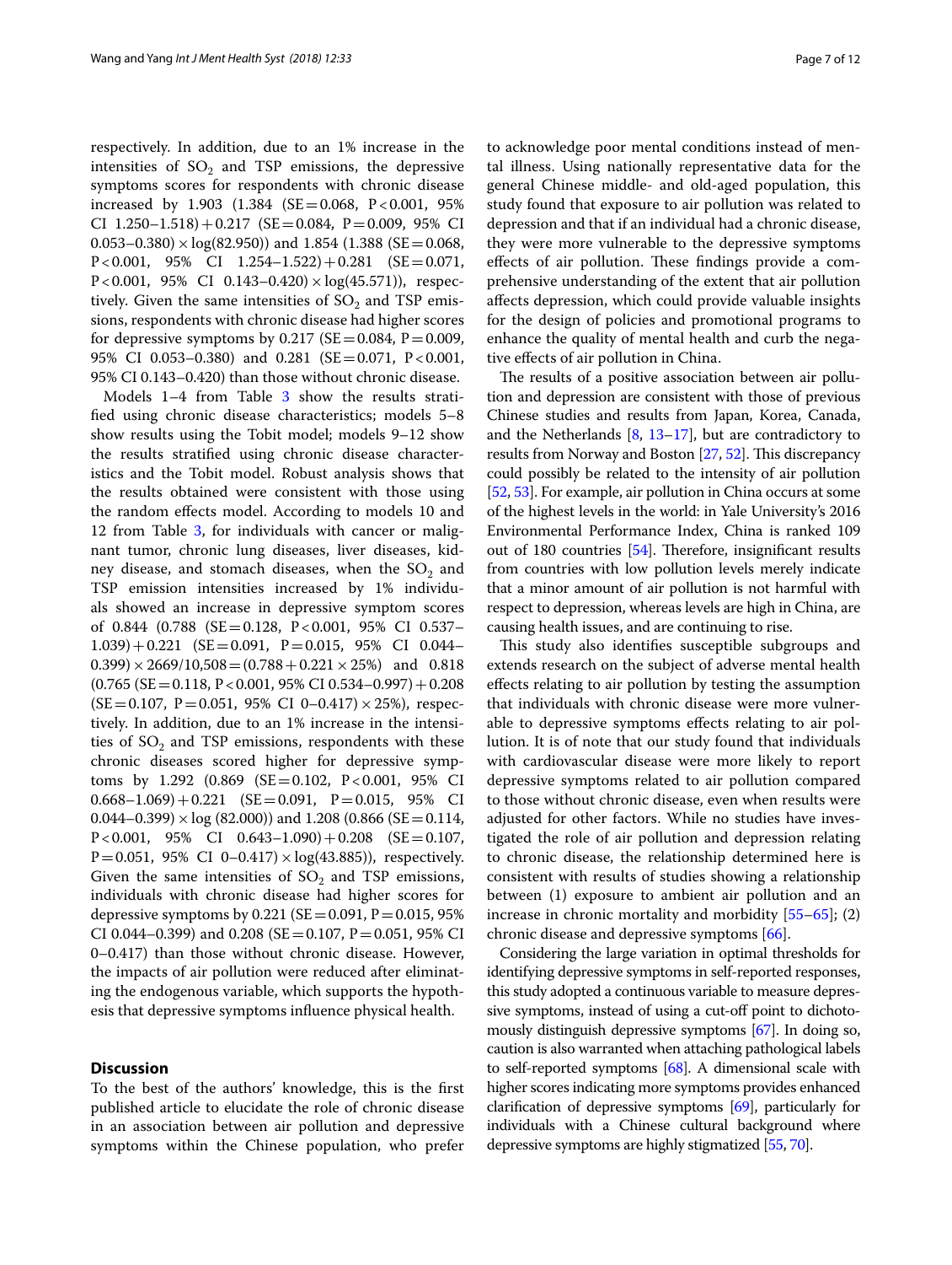respectively. In addition, due to an 1% increase in the intensities of $SO_2$ and TSP emissions, the depressive symptoms scores for respondents with chronic disease increased by 1.903 (1.384 (SE = 0.068, P < 0.001, 95% CI 1.250–1.518) + 0.217 (SE = 0.084, P = 0.009, 95% CI 0.053–0.380) × log(82.950)) and 1.854 (1.388 (SE = 0.068, P < 0.001, 95% CI 1.254–1.522) + 0.281 (SE = 0.071, P < 0.001, 95% CI 0.143–0.420) × log(45.571)), respectively. Given the same intensities of $SO_2$ and TSP emissions, respondents with chronic disease had higher scores for depressive symptoms by 0.217 (SE = 0.084, P = 0.009, 95% CI 0.053–0.380) and 0.281 (SE = 0.071, P < 0.001, 95% CI 0.143–0.420) than those without chronic disease.

Models 1–4 from Table 3 show the results stratified using chronic disease characteristics; models 5–8 show results using the Tobit model; models 9–12 show the results stratified using chronic disease characteristics and the Tobit model. Robust analysis shows that the results obtained were consistent with those using the random effects model. According to models 10 and 12 from Table 3, for individuals with cancer or malignant tumor, chronic lung diseases, liver diseases, kidney disease, and stomach diseases, when the $SO_2$ and TSP emission intensities increased by 1% individuals showed an increase in depressive symptom scores of 0.844 (0.788 (SE = 0.128, P < 0.001, 95% CI 0.537–1.039) + 0.221 (SE = 0.091, P = 0.015, 95% CI 0.044–0.399) × 2669/10,508 = (0.788 + 0.221 × 25%) and 0.818 (0.765 (SE = 0.118, P < 0.001, 95% CI 0.534–0.997) + 0.208 (SE = 0.107, P = 0.051, 95% CI 0–0.417) × 25%), respectively. In addition, due to an 1% increase in the intensities of $SO_2$ and TSP emissions, respondents with these chronic diseases scored higher for depressive symptoms by 1.292 (0.869 (SE = 0.102, P < 0.001, 95% CI 0.668–1.069) + 0.221 (SE = 0.091, P = 0.015, 95% CI 0.044–0.399) × log (82.000)) and 1.208 (0.866 (SE = 0.114, P < 0.001, 95% CI 0.643–1.090) + 0.208 (SE = 0.107, P = 0.051, 95% CI 0–0.417) × log(43.885)), respectively. Given the same intensities of $SO_2$ and TSP emissions, individuals with chronic disease had higher scores for depressive symptoms by 0.221 (SE = 0.091, P = 0.015, 95% CI 0.044–0.399) and 0.208 (SE = 0.107, P = 0.051, 95% CI 0–0.417) than those without chronic disease. However, the impacts of air pollution were reduced after eliminating the endogenous variable, which supports the hypothesis that depressive symptoms influence physical health.

## Discussion

To the best of the authors' knowledge, this is the first published article to elucidate the role of chronic disease in an association between air pollution and depressive symptoms within the Chinese population, who prefer to acknowledge poor mental conditions instead of mental illness. Using nationally representative data for the general Chinese middle- and old-aged population, this study found that exposure to air pollution was related to depression and that if an individual had a chronic disease, they were more vulnerable to the depressive symptoms effects of air pollution. These findings provide a comprehensive understanding of the extent that air pollution affects depression, which could provide valuable insights for the design of policies and promotional programs to enhance the quality of mental health and curb the negative effects of air pollution in China.

The results of a positive association between air pollution and depression are consistent with those of previous Chinese studies and results from Japan, Korea, Canada, and the Netherlands [8, 13–17], but are contradictory to results from Norway and Boston [27, 52]. This discrepancy could possibly be related to the intensity of air pollution [52, 53]. For example, air pollution in China occurs at some of the highest levels in the world: in Yale University's 2016 Environmental Performance Index, China is ranked 109 out of 180 countries [54]. Therefore, insignificant results from countries with low pollution levels merely indicate that a minor amount of air pollution is not harmful with respect to depression, whereas levels are high in China, are causing health issues, and are continuing to rise.

This study also identifies susceptible subgroups and extends research on the subject of adverse mental health effects relating to air pollution by testing the assumption that individuals with chronic disease were more vulnerable to depressive symptoms effects relating to air pollution. It is of note that our study found that individuals with cardiovascular disease were more likely to report depressive symptoms related to air pollution compared to those without chronic disease, even when results were adjusted for other factors. While no studies have investigated the role of air pollution and depression relating to chronic disease, the relationship determined here is consistent with results of studies showing a relationship between (1) exposure to ambient air pollution and an increase in chronic mortality and morbidity [55–65]; (2) chronic disease and depressive symptoms [66].

Considering the large variation in optimal thresholds for identifying depressive symptoms in self-reported responses, this study adopted a continuous variable to measure depressive symptoms, instead of using a cut-off point to dichotomously distinguish depressive symptoms [67]. In doing so, caution is also warranted when attaching pathological labels to self-reported symptoms [68]. A dimensional scale with higher scores indicating more symptoms provides enhanced clarification of depressive symptoms [69], particularly for individuals with a Chinese cultural background where depressive symptoms are highly stigmatized [55, 70].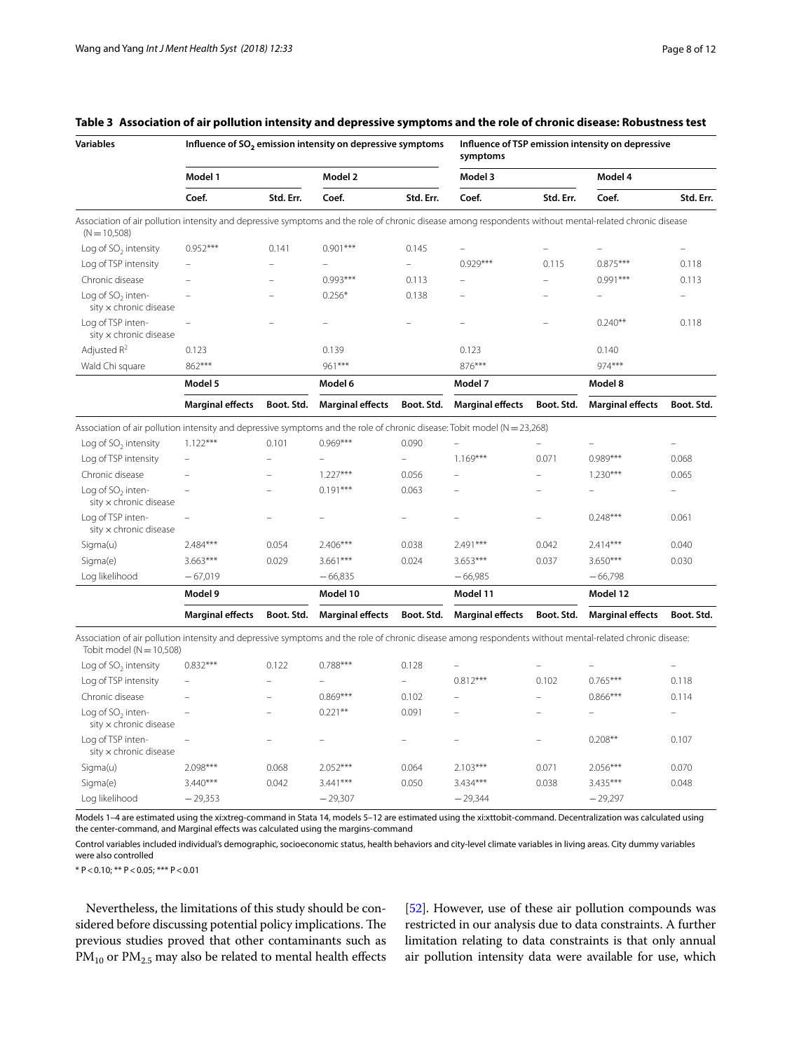**Table 3 Association of air pollution intensity and depressive symptoms and the role of chronic disease: Robustness test**

| Variables | Influence of $SO_2$ emission intensity on depressive symptoms | | | | Influence of TSP emission intensity on depressive symptoms | | | |
|---|---|---|---|---|---|---|---|---|
| | Model 1 | | Model 2 | | Model 3 | | Model 4 | |
| | Coef. | Std. Err. | Coef. | Std. Err. | Coef. | Std. Err. | Coef. | Std. Err. |
| Association of air pollution intensity and depressive symptoms and the role of chronic disease among respondents without mental-related chronic disease (N = 10,508) | | | | | | | | |
| Log of $SO_2$ intensity | 0.952*** | 0.141 | 0.901*** | 0.145 | – | – | – | – |
| Log of TSP intensity | – | – | – | – | 0.929*** | 0.115 | 0.875*** | 0.118 |
| Chronic disease | – | – | 0.993*** | 0.113 | – | – | 0.991*** | 0.113 |
| Log of $SO_2$ intensity × chronic disease | – | – | 0.256* | 0.138 | – | – | – | – |
| Log of TSP intensity × chronic disease | – | – | – | – | – | – | 0.240** | 0.118 |
| Adjusted $R^2$ | 0.123 | | 0.139 | | 0.123 | | 0.140 | |
| Wald Chi square | 862*** | | 961*** | | 876*** | | 974*** | |
| | Model 5 | | Model 6 | | Model 7 | | Model 8 | |
| | Marginal effects | Boot. Std. | Marginal effects | Boot. Std. | Marginal effects | Boot. Std. | Marginal effects | Boot. Std. |
| Association of air pollution intensity and depressive symptoms and the role of chronic disease: Tobit model (N = 23,268) | | | | | | | | |
| Log of $SO_2$ intensity | 1.122*** | 0.101 | 0.969*** | 0.090 | – | – | – | – |
| Log of TSP intensity | – | – | – | – | 1.169*** | 0.071 | 0.989*** | 0.068 |
| Chronic disease | – | – | 1.227*** | 0.056 | – | – | 1.230*** | 0.065 |
| Log of $SO_2$ intensity × chronic disease | – | – | 0.191*** | 0.063 | – | – | – | – |
| Log of TSP intensity × chronic disease | – | – | – | – | – | – | 0.248*** | 0.061 |
| Sigma(u) | 2.484*** | 0.054 | 2.406*** | 0.038 | 2.491*** | 0.042 | 2.414*** | 0.040 |
| Sigma(e) | 3.663*** | 0.029 | 3.661*** | 0.024 | 3.653*** | 0.037 | 3.650*** | 0.030 |
| Log likelihood | −67,019 | | −66,835 | | −66,985 | | −66,798 | |
| | Model 9 | | Model 10 | | Model 11 | | Model 12 | |
| | Marginal effects | Boot. Std. | Marginal effects | Boot. Std. | Marginal effects | Boot. Std. | Marginal effects | Boot. Std. |
| Association of air pollution intensity and depressive symptoms and the role of chronic disease among respondents without mental-related chronic disease: Tobit model (N = 10,508) | | | | | | | | |
| Log of $SO_2$ intensity | 0.832*** | 0.122 | 0.788*** | 0.128 | – | – | – | – |
| Log of TSP intensity | – | – | – | – | 0.812*** | 0.102 | 0.765*** | 0.118 |
| Chronic disease | – | – | 0.869*** | 0.102 | – | – | 0.866*** | 0.114 |
| Log of $SO_2$ intensity × chronic disease | – | – | 0.221** | 0.091 | – | – | – | – |
| Log of TSP intensity × chronic disease | – | – | – | – | – | – | 0.208** | 0.107 |
| Sigma(u) | 2.098*** | 0.068 | 2.052*** | 0.064 | 2.103*** | 0.071 | 2.056*** | 0.070 |
| Sigma(e) | 3.440*** | 0.042 | 3.441*** | 0.050 | 3.434*** | 0.038 | 3.435*** | 0.048 |
| Log likelihood | −29,353 | | −29,307 | | −29,344 | | −29,297 | |

Models 1–4 are estimated using the xi:xtreg-command in Stata 14, models 5–12 are estimated using the xi:xttobit-command. Decentralization was calculated using the center-command, and Marginal effects was calculated using the margins-command

Control variables included individual's demographic, socioeconomic status, health behaviors and city-level climate variables in living areas. City dummy variables were also controlled

* P < 0.10; ** P < 0.05; *** P < 0.01

Nevertheless, the limitations of this study should be considered before discussing potential policy implications. The previous studies proved that other contaminants such as $PM_{10}$ or $PM_{2.5}$ may also be related to mental health effects [52]. However, use of these air pollution compounds was restricted in our analysis due to data constraints. A further limitation relating to data constraints is that only annual air pollution intensity data were available for use, which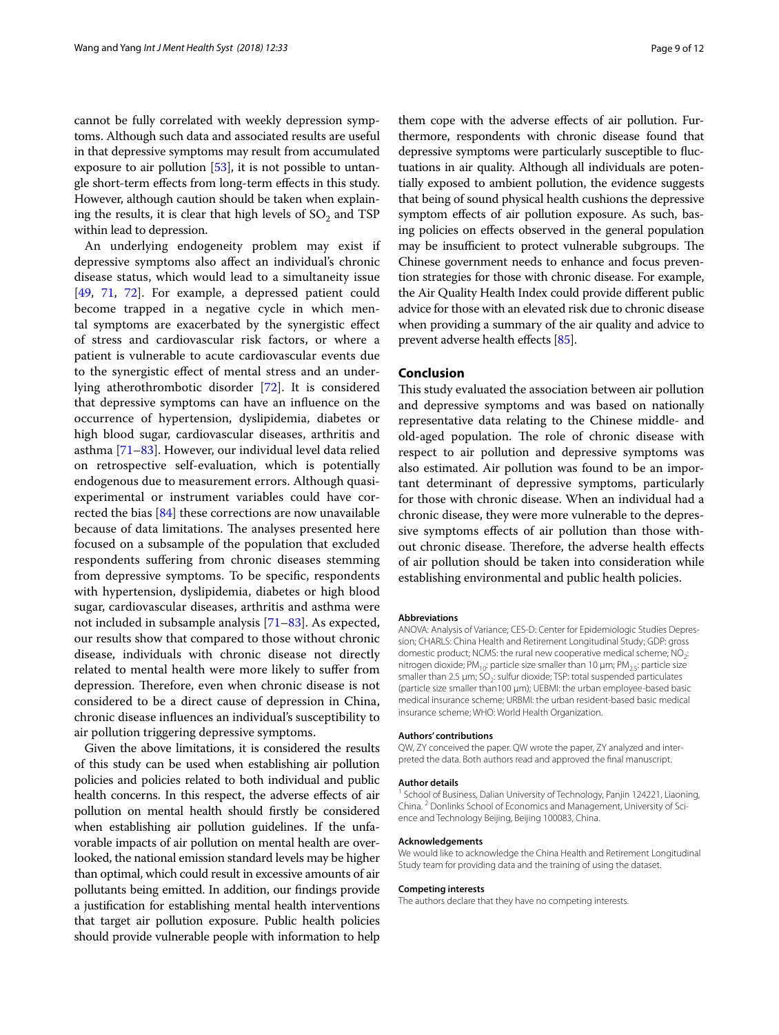cannot be fully correlated with weekly depression symptoms. Although such data and associated results are useful in that depressive symptoms may result from accumulated exposure to air pollution [53], it is not possible to untangle short-term effects from long-term effects in this study. However, although caution should be taken when explaining the results, it is clear that high levels of $SO_2$ and TSP within lead to depression.

An underlying endogeneity problem may exist if depressive symptoms also affect an individual's chronic disease status, which would lead to a simultaneity issue [49, 71, 72]. For example, a depressed patient could become trapped in a negative cycle in which mental symptoms are exacerbated by the synergistic effect of stress and cardiovascular risk factors, or where a patient is vulnerable to acute cardiovascular events due to the synergistic effect of mental stress and an underlying atherothrombotic disorder [72]. It is considered that depressive symptoms can have an influence on the occurrence of hypertension, dyslipidemia, diabetes or high blood sugar, cardiovascular diseases, arthritis and asthma [71–83]. However, our individual level data relied on retrospective self-evaluation, which is potentially endogenous due to measurement errors. Although quasi-experimental or instrument variables could have corrected the bias [84] these corrections are now unavailable because of data limitations. The analyses presented here focused on a subsample of the population that excluded respondents suffering from chronic diseases stemming from depressive symptoms. To be specific, respondents with hypertension, dyslipidemia, diabetes or high blood sugar, cardiovascular diseases, arthritis and asthma were not included in subsample analysis [71–83]. As expected, our results show that compared to those without chronic disease, individuals with chronic disease not directly related to mental health were more likely to suffer from depression. Therefore, even when chronic disease is not considered to be a direct cause of depression in China, chronic disease influences an individual's susceptibility to air pollution triggering depressive symptoms.

Given the above limitations, it is considered the results of this study can be used when establishing air pollution policies and policies related to both individual and public health concerns. In this respect, the adverse effects of air pollution on mental health should firstly be considered when establishing air pollution guidelines. If the unfavorable impacts of air pollution on mental health are overlooked, the national emission standard levels may be higher than optimal, which could result in excessive amounts of air pollutants being emitted. In addition, our findings provide a justification for establishing mental health interventions that target air pollution exposure. Public health policies should provide vulnerable people with information to help them cope with the adverse effects of air pollution. Furthermore, respondents with chronic disease found that depressive symptoms were particularly susceptible to fluctuations in air quality. Although all individuals are potentially exposed to ambient pollution, the evidence suggests that being of sound physical health cushions the depressive symptom effects of air pollution exposure. As such, basing policies on effects observed in the general population may be insufficient to protect vulnerable subgroups. The Chinese government needs to enhance and focus prevention strategies for those with chronic disease. For example, the Air Quality Health Index could provide different public advice for those with an elevated risk due to chronic disease when providing a summary of the air quality and advice to prevent adverse health effects [85].

## Conclusion

This study evaluated the association between air pollution and depressive symptoms and was based on nationally representative data relating to the Chinese middle- and old-aged population. The role of chronic disease with respect to air pollution and depressive symptoms was also estimated. Air pollution was found to be an important determinant of depressive symptoms, particularly for those with chronic disease. When an individual had a chronic disease, they were more vulnerable to the depressive symptoms effects of air pollution than those without chronic disease. Therefore, the adverse health effects of air pollution should be taken into consideration while establishing environmental and public health policies.

#### Abbreviations

ANOVA: Analysis of Variance; CES-D: Center for Epidemiologic Studies Depression; CHARLS: China Health and Retirement Longitudinal Study; GDP: gross domestic product; NCMS: the rural new cooperative medical scheme; $NO_2$: nitrogen dioxide; $PM_{10}$: particle size smaller than 10 μm; $PM_{2.5}$: particle size smaller than 2.5 μm; $SO_2$: sulfur dioxide; TSP: total suspended particulates (particle size smaller than100 μm); UEBMI: the urban employee-based basic medical insurance scheme; URBMI: the urban resident-based basic medical insurance scheme; WHO: World Health Organization.

#### Authors' contributions

QW, ZY conceived the paper. QW wrote the paper, ZY analyzed and interpreted the data. Both authors read and approved the final manuscript.

#### Author details

[1] School of Business, Dalian University of Technology, Panjin 124221, Liaoning, China. [2] Donlinks School of Economics and Management, University of Science and Technology Beijing, Beijing 100083, China.

#### Acknowledgements

We would like to acknowledge the China Health and Retirement Longitudinal Study team for providing data and the training of using the dataset.

#### Competing interests

The authors declare that they have no competing interests.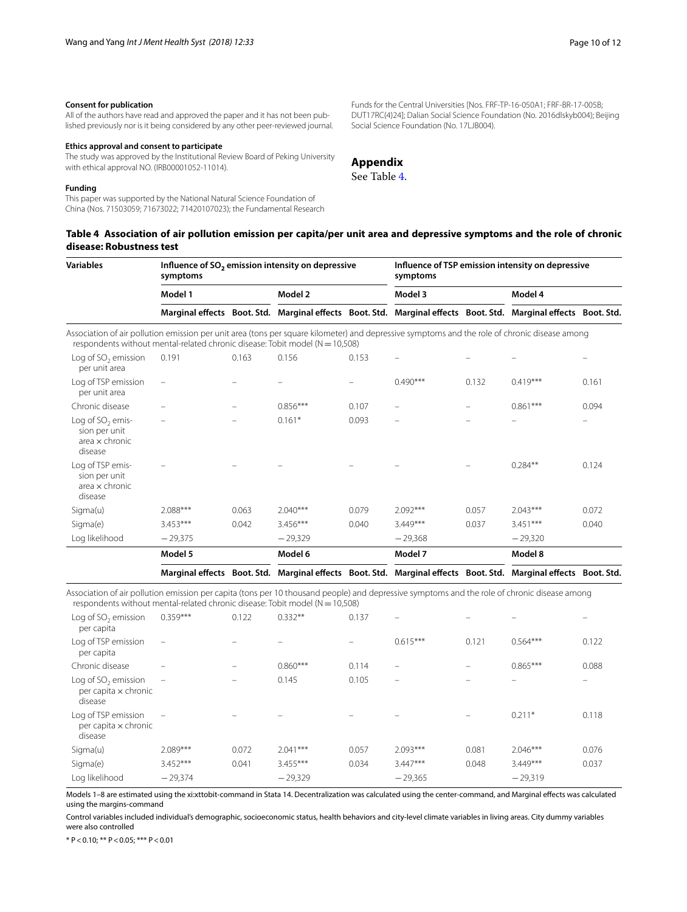#### Consent for publication

All of the authors have read and approved the paper and it has not been published previously nor is it being considered by any other peer-reviewed journal.

#### Ethics approval and consent to participate

The study was approved by the Institutional Review Board of Peking University with ethical approval NO. (IRB00001052-11014).

#### Funding

This paper was supported by the National Natural Science Foundation of China (Nos. 71503059; 71673022; 71420107023); the Fundamental Research Funds for the Central Universities [Nos. FRF-TP-16-050A1; FRF-BR-17-005B; DUT17RC(4)24]; Dalian Social Science Foundation (No. 2016dlskyb004); Beijing Social Science Foundation (No. 17LJB004).

## Appendix

See Table 4.

**Table 4 Association of air pollution emission per capita/per unit area and depressive symptoms and the role of chronic disease: Robustness test**

| Variables | Influence of $SO_2$ emission intensity on depressive symptoms | | | | Influence of TSP emission intensity on depressive symptoms | | | |
|---|---|---|---|---|---|---|---|---|
| | Model 1 | | Model 2 | | Model 3 | | Model 4 | |
| | Marginal effects | Boot. Std. | Marginal effects | Boot. Std. | Marginal effects | Boot. Std. | Marginal effects | Boot. Std. |
| Association of air pollution emission per unit area (tons per square kilometer) and depressive symptoms and the role of chronic disease among respondents without mental-related chronic disease: Tobit model (N = 10,508) | | | | | | | | |
| Log of $SO_2$ emission per unit area | 0.191 | 0.163 | 0.156 | 0.153 | – | – | – | – |
| Log of TSP emission per unit area | – | – | – | – | 0.490*** | 0.132 | 0.419*** | 0.161 |
| Chronic disease | – | – | 0.856*** | 0.107 | – | – | 0.861*** | 0.094 |
| Log of $SO_2$ emission per unit area × chronic disease | – | – | 0.161* | 0.093 | – | – | – | – |
| Log of TSP emission per unit area × chronic disease | – | – | – | – | – | – | 0.284** | 0.124 |
| Sigma(u) | 2.088*** | 0.063 | 2.040*** | 0.079 | 2.092*** | 0.057 | 2.043*** | 0.072 |
| Sigma(e) | 3.453*** | 0.042 | 3.456*** | 0.040 | 3.449*** | 0.037 | 3.451*** | 0.040 |
| Log likelihood | −29,375 | | −29,329 | | −29,368 | | −29,320 | |
| | Model 5 | | Model 6 | | Model 7 | | Model 8 | |
| | Marginal effects | Boot. Std. | Marginal effects | Boot. Std. | Marginal effects | Boot. Std. | Marginal effects | Boot. Std. |
| Association of air pollution emission per capita (tons per 10 thousand people) and depressive symptoms and the role of chronic disease among respondents without mental-related chronic disease: Tobit model (N = 10,508) | | | | | | | | |
| Log of $SO_2$ emission per capita | 0.359*** | 0.122 | 0.332** | 0.137 | – | – | – | – |
| Log of TSP emission per capita | – | – | – | – | 0.615*** | 0.121 | 0.564*** | 0.122 |
| Chronic disease | – | – | 0.860*** | 0.114 | – | – | 0.865*** | 0.088 |
| Log of $SO_2$ emission per capita × chronic disease | – | – | 0.145 | 0.105 | – | – | – | – |
| Log of TSP emission per capita × chronic disease | – | – | – | – | – | – | 0.211* | 0.118 |
| Sigma(u) | 2.089*** | 0.072 | 2.041*** | 0.057 | 2.093*** | 0.081 | 2.046*** | 0.076 |
| Sigma(e) | 3.452*** | 0.041 | 3.455*** | 0.034 | 3.447*** | 0.048 | 3.449*** | 0.037 |
| Log likelihood | −29,374 | | −29,329 | | −29,365 | | −29,319 | |

Models 1–8 are estimated using the xi:xttobit-command in Stata 14. Decentralization was calculated using the center-command, and Marginal effects was calculated using the margins-command

Control variables included individual's demographic, socioeconomic status, health behaviors and city-level climate variables in living areas. City dummy variables were also controlled

* $P < 0.10$; ** $P < 0.05$; *** $P < 0.01$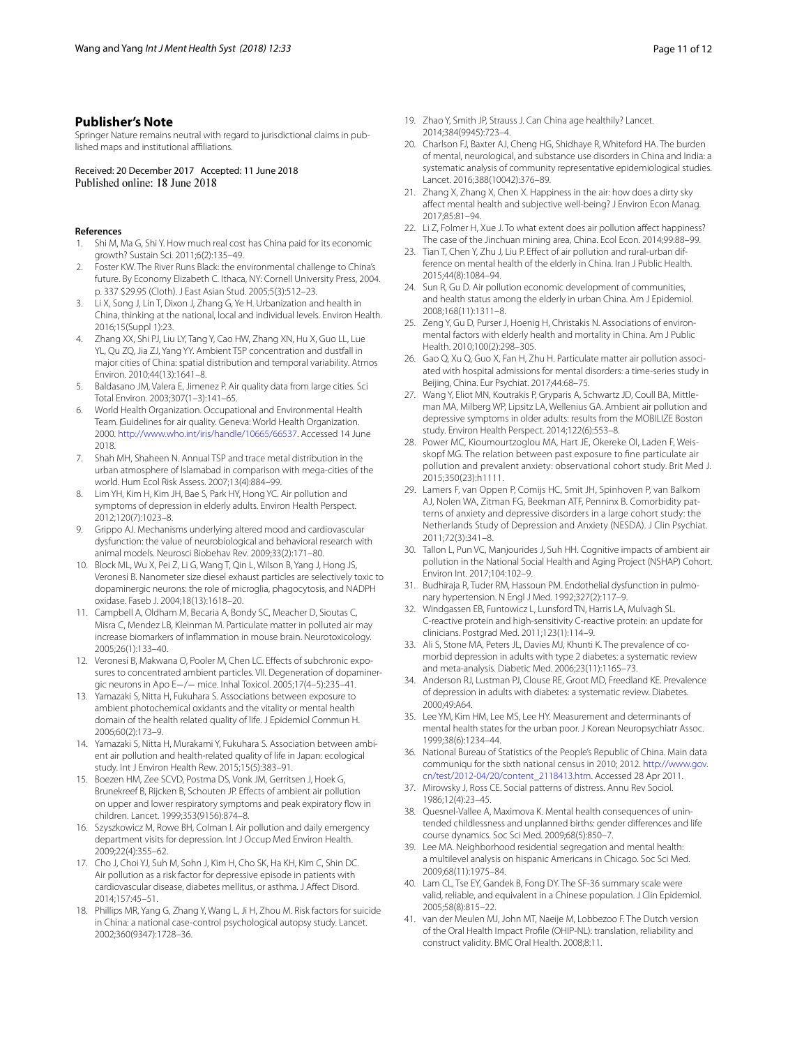## Publisher's Note

Springer Nature remains neutral with regard to jurisdictional claims in published maps and institutional affiliations.

Received: 20 December 2017 Accepted: 11 June 2018
Published online: 18 June 2018

### References

1. Shi M, Ma G, Shi Y. How much real cost has China paid for its economic growth? Sustain Sci. 2011;6(2):135–49.
2. Foster KW. The River Runs Black: the environmental challenge to China's future. By Economy Elizabeth C. Ithaca, NY: Cornell University Press, 2004. p. 337 $29.95 (Cloth). J East Asian Stud. 2005;5(3):512–23.
3. Li X, Song J, Lin T, Dixon J, Zhang G, Ye H. Urbanization and health in China, thinking at the national, local and individual levels. Environ Health. 2016;15(Suppl 1):23.
4. Zhang XX, Shi PJ, Liu LY, Tang Y, Cao HW, Zhang XN, Hu X, Guo LL, Lue YL, Qu ZQ, Jia ZJ, Yang YY. Ambient TSP concentration and dustfall in major cities of China: spatial distribution and temporal variability. Atmos Environ. 2010;44(13):1641–8.
5. Baldasano JM, Valera E, Jimenez P. Air quality data from large cities. Sci Total Environ. 2003;307(1–3):141–65.
6. World Health Organization. Occupational and Environmental Health Team. Guidelines for air quality. Geneva: World Health Organization. 2000. http://www.who.int/iris/handle/10665/66537. Accessed 14 June 2018.
7. Shah MH, Shaheen N. Annual TSP and trace metal distribution in the urban atmosphere of Islamabad in comparison with mega-cities of the world. Hum Ecol Risk Assess. 2007;13(4):884–99.
8. Lim YH, Kim H, Kim JH, Bae S, Park HY, Hong YC. Air pollution and symptoms of depression in elderly adults. Environ Health Perspect. 2012;120(7):1023–8.
9. Grippo AJ. Mechanisms underlying altered mood and cardiovascular dysfunction: the value of neurobiological and behavioral research with animal models. Neurosci Biobehav Rev. 2009;33(2):171–80.
10. Block ML, Wu X, Pei Z, Li G, Wang T, Qin L, Wilson B, Yang J, Hong JS, Veronesi B. Nanometer size diesel exhaust particles are selectively toxic to dopaminergic neurons: the role of microglia, phagocytosis, and NADPH oxidase. Faseb J. 2004;18(13):1618–20.
11. Campbell A, Oldham M, Becaria A, Bondy SC, Meacher D, Sioutas C, Misra C, Mendez LB, Kleinman M. Particulate matter in polluted air may increase biomarkers of inflammation in mouse brain. Neurotoxicology. 2005;26(1):133–40.
12. Veronesi B, Makwana O, Pooler M, Chen LC. Effects of subchronic exposures to concentrated ambient particles. VII. Degeneration of dopaminergic neurons in Apo E−/− mice. Inhal Toxicol. 2005;17(4–5):235–41.
13. Yamazaki S, Nitta H, Fukuhara S. Associations between exposure to ambient photochemical oxidants and the vitality or mental health domain of the health related quality of life. J Epidemiol Commun H. 2006;60(2):173–9.
14. Yamazaki S, Nitta H, Murakami Y, Fukuhara S. Association between ambient air pollution and health-related quality of life in Japan: ecological study. Int J Environ Health Rew. 2015;15(5):383–91.
15. Boezen HM, Zee SCVD, Postma DS, Vonk JM, Gerritsen J, Hoek G, Brunekreef B, Rijcken B, Schouten JP. Effects of ambient air pollution on upper and lower respiratory symptoms and peak expiratory flow in children. Lancet. 1999;353(9156):874–8.
16. Szyszkowicz M, Rowe BH, Colman I. Air pollution and daily emergency department visits for depression. Int J Occup Med Environ Health. 2009;22(4):355–62.
17. Cho J, Choi YJ, Suh M, Sohn J, Kim H, Cho SK, Ha KH, Kim C, Shin DC. Air pollution as a risk factor for depressive episode in patients with cardiovascular disease, diabetes mellitus, or asthma. J Affect Disord. 2014;157:45–51.
18. Phillips MR, Yang G, Zhang Y, Wang L, Ji H, Zhou M. Risk factors for suicide in China: a national case-control psychological autopsy study. Lancet. 2002;360(9347):1728–36.
19. Zhao Y, Smith JP, Strauss J. Can China age healthily? Lancet. 2014;384(9945):723–4.
20. Charlson FJ, Baxter AJ, Cheng HG, Shidhaye R, Whiteford HA. The burden of mental, neurological, and substance use disorders in China and India: a systematic analysis of community representative epidemiological studies. Lancet. 2016;388(10042):376–89.
21. Zhang X, Zhang X, Chen X. Happiness in the air: how does a dirty sky affect mental health and subjective well-being? J Environ Econ Manag. 2017;85:81–94.
22. Li Z, Folmer H, Xue J. To what extent does air pollution affect happiness? The case of the Jinchuan mining area, China. Ecol Econ. 2014;99:88–99.
23. Tian T, Chen Y, Zhu J, Liu P. Effect of air pollution and rural-urban difference on mental health of the elderly in China. Iran J Public Health. 2015;44(8):1084–94.
24. Sun R, Gu D. Air pollution economic development of communities, and health status among the elderly in urban China. Am J Epidemiol. 2008;168(11):1311–8.
25. Zeng Y, Gu D, Purser J, Hoenig H, Christakis N. Associations of environmental factors with elderly health and mortality in China. Am J Public Health. 2010;100(2):298–305.
26. Gao Q, Xu Q, Guo X, Fan H, Zhu H. Particulate matter air pollution associated with hospital admissions for mental disorders: a time-series study in Beijing, China. Eur Psychiat. 2017;44:68–75.
27. Wang Y, Eliot MN, Koutrakis P, Gryparis A, Schwartz JD, Coull BA, Mittleman MA, Milberg WP, Lipsitz LA, Wellenius GA. Ambient air pollution and depressive symptoms in older adults: results from the MOBILIZE Boston study. Environ Health Perspect. 2014;122(6):553–8.
28. Power MC, Kioumourtzoglou MA, Hart JE, Okereke OI, Laden F, Weisskopf MG. The relation between past exposure to fine particulate air pollution and prevalent anxiety: observational cohort study. Brit Med J. 2015;350(23):h1111.
29. Lamers F, van Oppen P, Comijs HC, Smit JH, Spinhoven P, van Balkom AJ, Nolen WA, Zitman FG, Beekman ATF, Penninx B. Comorbidity patterns of anxiety and depressive disorders in a large cohort study: the Netherlands Study of Depression and Anxiety (NESDA). J Clin Psychiat. 2011;72(3):341–8.
30. Tallon L, Pun VC, Manjourides J, Suh HH. Cognitive impacts of ambient air pollution in the National Social Health and Aging Project (NSHAP) Cohort. Environ Int. 2017;104:102–9.
31. Budhiraja R, Tuder RM, Hassoun PM. Endothelial dysfunction in pulmonary hypertension. N Engl J Med. 1992;327(2):117–9.
32. Windgassen EB, Funtowicz L, Lunsford TN, Harris LA, Mulvagh SL. C-reactive protein and high-sensitivity C-reactive protein: an update for clinicians. Postgrad Med. 2011;123(1):114–9.
33. Ali S, Stone MA, Peters JL, Davies MJ, Khunti K. The prevalence of co-morbid depression in adults with type 2 diabetes: a systematic review and meta-analysis. Diabetic Med. 2006;23(11):1165–73.
34. Anderson RJ, Lustman PJ, Clouse RE, Groot MD, Freedland KE. Prevalence of depression in adults with diabetes: a systematic review. Diabetes. 2000;49:A64.
35. Lee YM, Kim HM, Lee MS, Lee HY. Measurement and determinants of mental health states for the urban poor. J Korean Neuropsychiatr Assoc. 1999;38(6):1234–44.
36. National Bureau of Statistics of the People's Republic of China. Main data communiqu for the sixth national census in 2010; 2012. http://www.gov.cn/test/2012-04/20/content_2118413.htm. Accessed 28 Apr 2011.
37. Mirowsky J, Ross CE. Social patterns of distress. Annu Rev Sociol. 1986;12(4):23–45.
38. Quesnel-Vallee A, Maximova K. Mental health consequences of unintended childlessness and unplanned births: gender differences and life course dynamics. Soc Sci Med. 2009;68(5):850–7.
39. Lee MA. Neighborhood residential segregation and mental health: a multilevel analysis on hispanic Americans in Chicago. Soc Sci Med. 2009;68(11):1975–84.
40. Lam CL, Tse EY, Gandek B, Fong DY. The SF-36 summary scale were valid, reliable, and equivalent in a Chinese population. J Clin Epidemiol. 2005;58(8):815–22.
41. van der Meulen MJ, John MT, Naeije M, Lobbezoo F. The Dutch version of the Oral Health Impact Profile (OHIP-NL): translation, reliability and construct validity. BMC Oral Health. 2008;8:11.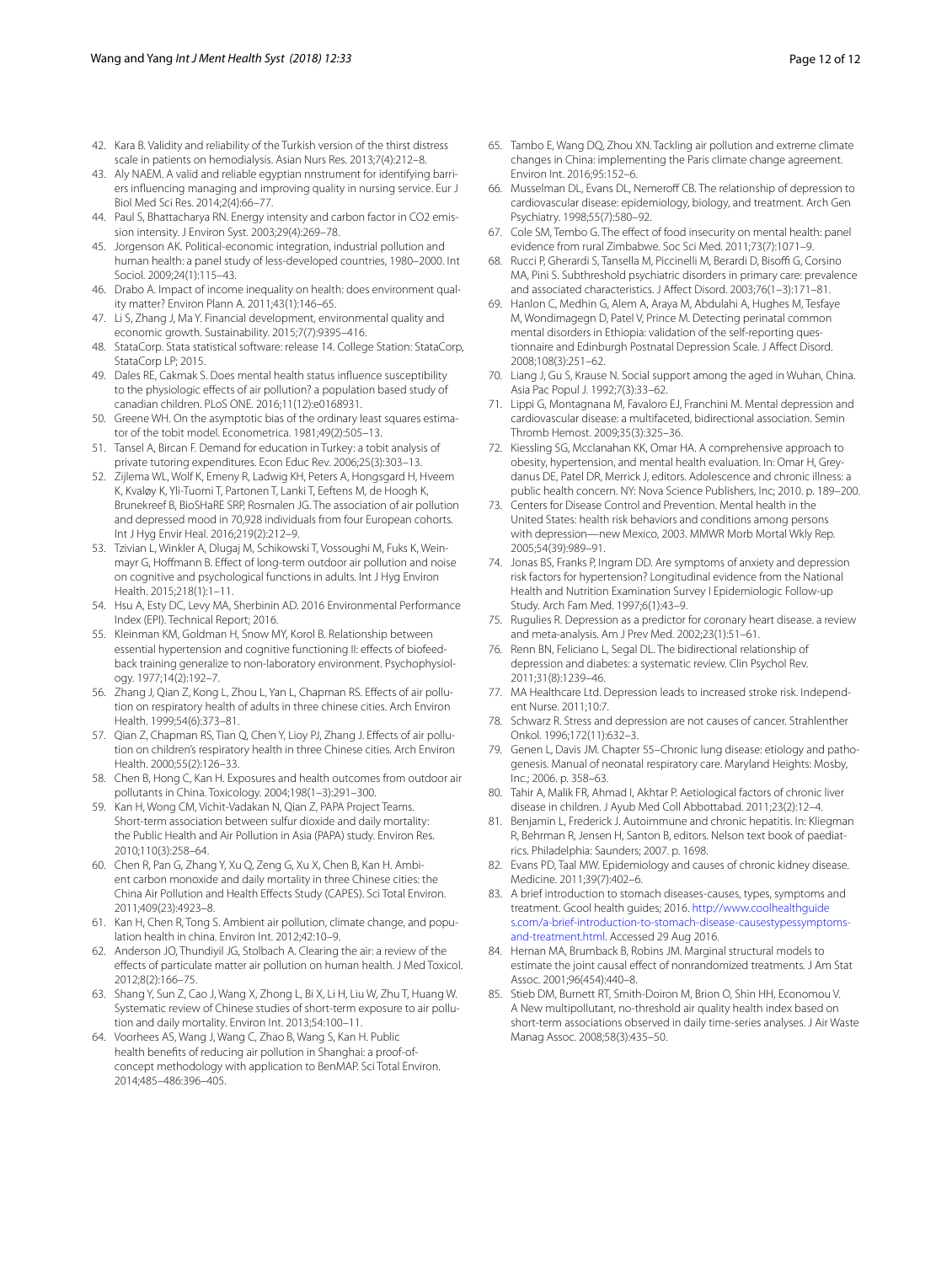42. Kara B. Validity and reliability of the Turkish version of the thirst distress scale in patients on hemodialysis. Asian Nurs Res. 2013;7(4):212–8.
43. Aly NAEM. A valid and reliable egyptian nnstrument for identifying barriers influencing managing and improving quality in nursing service. Eur J Biol Med Sci Res. 2014;2(4):66–77.
44. Paul S, Bhattacharya RN. Energy intensity and carbon factor in CO2 emission intensity. J Environ Syst. 2003;29(4):269–78.
45. Jorgenson AK. Political-economic integration, industrial pollution and human health: a panel study of less-developed countries, 1980–2000. Int Sociol. 2009;24(1):115–43.
46. Drabo A. Impact of income inequality on health: does environment quality matter? Environ Plann A. 2011;43(1):146–65.
47. Li S, Zhang J, Ma Y. Financial development, environmental quality and economic growth. Sustainability. 2015;7(7):9395–416.
48. StataCorp. Stata statistical software: release 14. College Station: StataCorp, StataCorp LP; 2015.
49. Dales RE, Cakmak S. Does mental health status influence susceptibility to the physiologic effects of air pollution? a population based study of canadian children. PLoS ONE. 2016;11(12):e0168931.
50. Greene WH. On the asymptotic bias of the ordinary least squares estimator of the tobit model. Econometrica. 1981;49(2):505–13.
51. Tansel A, Bircan F. Demand for education in Turkey: a tobit analysis of private tutoring expenditures. Econ Educ Rev. 2006;25(3):303–13.
52. Zijlema WL, Wolf K, Emeny R, Ladwig KH, Peters A, Hongsgard H, Hveem K, Kvaløy K, Yli-Tuomi T, Partonen T, Lanki T, Eeftens M, de Hoogh K, Brunekreef B, BioSHaRE SRP, Rosmalen JG. The association of air pollution and depressed mood in 70,928 individuals from four European cohorts. Int J Hyg Envir Heal. 2016;219(2):212–9.
53. Tzivian L, Winkler A, Dlugaj M, Schikowski T, Vossoughi M, Fuks K, Weinmayr G, Hoffmann B. Effect of long-term outdoor air pollution and noise on cognitive and psychological functions in adults. Int J Hyg Environ Health. 2015;218(1):1–11.
54. Hsu A, Esty DC, Levy MA, Sherbinin AD. 2016 Environmental Performance Index (EPI). Technical Report; 2016.
55. Kleinman KM, Goldman H, Snow MY, Korol B. Relationship between essential hypertension and cognitive functioning II: effects of biofeedback training generalize to non-laboratory environment. Psychophysiology. 1977;14(2):192–7.
56. Zhang J, Qian Z, Kong L, Zhou L, Yan L, Chapman RS. Effects of air pollution on respiratory health of adults in three chinese cities. Arch Environ Health. 1999;54(6):373–81.
57. Qian Z, Chapman RS, Tian Q, Chen Y, Lioy PJ, Zhang J. Effects of air pollution on children's respiratory health in three Chinese cities. Arch Environ Health. 2000;55(2):126–33.
58. Chen B, Hong C, Kan H. Exposures and health outcomes from outdoor air pollutants in China. Toxicology. 2004;198(1–3):291–300.
59. Kan H, Wong CM, Vichit-Vadakan N, Qian Z, PAPA Project Teams. Short-term association between sulfur dioxide and daily mortality: the Public Health and Air Pollution in Asia (PAPA) study. Environ Res. 2010;110(3):258–64.
60. Chen R, Pan G, Zhang Y, Xu Q, Zeng G, Xu X, Chen B, Kan H. Ambient carbon monoxide and daily mortality in three Chinese cities: the China Air Pollution and Health Effects Study (CAPES). Sci Total Environ. 2011;409(23):4923–8.
61. Kan H, Chen R, Tong S. Ambient air pollution, climate change, and population health in china. Environ Int. 2012;42:10–9.
62. Anderson JO, Thundiyil JG, Stolbach A. Clearing the air: a review of the effects of particulate matter air pollution on human health. J Med Toxicol. 2012;8(2):166–75.
63. Shang Y, Sun Z, Cao J, Wang X, Zhong L, Bi X, Li H, Liu W, Zhu T, Huang W. Systematic review of Chinese studies of short-term exposure to air pollution and daily mortality. Environ Int. 2013;54:100–11.
64. Voorhees AS, Wang J, Wang C, Zhao B, Wang S, Kan H. Public health benefits of reducing air pollution in Shanghai: a proof-of-concept methodology with application to BenMAP. Sci Total Environ. 2014;485–486:396–405.
65. Tambo E, Wang DQ, Zhou XN. Tackling air pollution and extreme climate changes in China: implementing the Paris climate change agreement. Environ Int. 2016;95:152–6.
66. Musselman DL, Evans DL, Nemeroff CB. The relationship of depression to cardiovascular disease: epidemiology, biology, and treatment. Arch Gen Psychiatry. 1998;55(7):580–92.
67. Cole SM, Tembo G. The effect of food insecurity on mental health: panel evidence from rural Zimbabwe. Soc Sci Med. 2011;73(7):1071–9.
68. Rucci P, Gherardi S, Tansella M, Piccinelli M, Berardi D, Bisoffi G, Corsino MA, Pini S. Subthreshold psychiatric disorders in primary care: prevalence and associated characteristics. J Affect Disord. 2003;76(1–3):171–81.
69. Hanlon C, Medhin G, Alem A, Araya M, Abdulahi A, Hughes M, Tesfaye M, Wondimagegn D, Patel V, Prince M. Detecting perinatal common mental disorders in Ethiopia: validation of the self-reporting questionnaire and Edinburgh Postnatal Depression Scale. J Affect Disord. 2008;108(3):251–62.
70. Liang J, Gu S, Krause N. Social support among the aged in Wuhan, China. Asia Pac Popul J. 1992;7(3):33–62.
71. Lippi G, Montagnana M, Favaloro EJ, Franchini M. Mental depression and cardiovascular disease: a multifaceted, bidirectional association. Semin Thromb Hemost. 2009;35(3):325–36.
72. Kiessling SG, Mcclanahan KK, Omar HA. A comprehensive approach to obesity, hypertension, and mental health evaluation. In: Omar H, Greydanus DE, Patel DR, Merrick J, editors. Adolescence and chronic illness: a public health concern. NY: Nova Science Publishers, Inc; 2010. p. 189–200.
73. Centers for Disease Control and Prevention. Mental health in the United States: health risk behaviors and conditions among persons with depression—new Mexico, 2003. MMWR Morb Mortal Wkly Rep. 2005;54(39):989–91.
74. Jonas BS, Franks P, Ingram DD. Are symptoms of anxiety and depression risk factors for hypertension? Longitudinal evidence from the National Health and Nutrition Examination Survey I Epidemiologic Follow-up Study. Arch Fam Med. 1997;6(1):43–9.
75. Rugulies R. Depression as a predictor for coronary heart disease. a review and meta-analysis. Am J Prev Med. 2002;23(1):51–61.
76. Renn BN, Feliciano L, Segal DL. The bidirectional relationship of depression and diabetes: a systematic review. Clin Psychol Rev. 2011;31(8):1239–46.
77. MA Healthcare Ltd. Depression leads to increased stroke risk. Independent Nurse. 2011;10:7.
78. Schwarz R. Stress and depression are not causes of cancer. Strahlenther Onkol. 1996;172(11):632–3.
79. Genen L, Davis JM. Chapter 55–Chronic lung disease: etiology and pathogenesis. Manual of neonatal respiratory care. Maryland Heights: Mosby, Inc.; 2006. p. 358–63.
80. Tahir A, Malik FR, Ahmad I, Akhtar P. Aetiological factors of chronic liver disease in children. J Ayub Med Coll Abbottabad. 2011;23(2):12–4.
81. Benjamin L, Frederick J. Autoimmune and chronic hepatitis. In: Kliegman R, Behrman R, Jensen H, Santon B, editors. Nelson text book of paediatrics. Philadelphia: Saunders; 2007. p. 1698.
82. Evans PD, Taal MW. Epidemiology and causes of chronic kidney disease. Medicine. 2011;39(7):402–6.
83. A brief introduction to stomach diseases-causes, types, symptoms and treatment. Gcool health guides; 2016. http://www.coolhealthguides.com/a-brief-introduction-to-stomach-disease-causestypessymptoms-and-treatment.html. Accessed 29 Aug 2016.
84. Hernan MA, Brumback B, Robins JM. Marginal structural models to estimate the joint causal effect of nonrandomized treatments. J Am Stat Assoc. 2001;96(454):440–8.
85. Stieb DM, Burnett RT, Smith-Doiron M, Brion O, Shin HH, Economou V. A New multipollutant, no-threshold air quality health index based on short-term associations observed in daily time-series analyses. J Air Waste Manag Assoc. 2008;58(3):435–50.